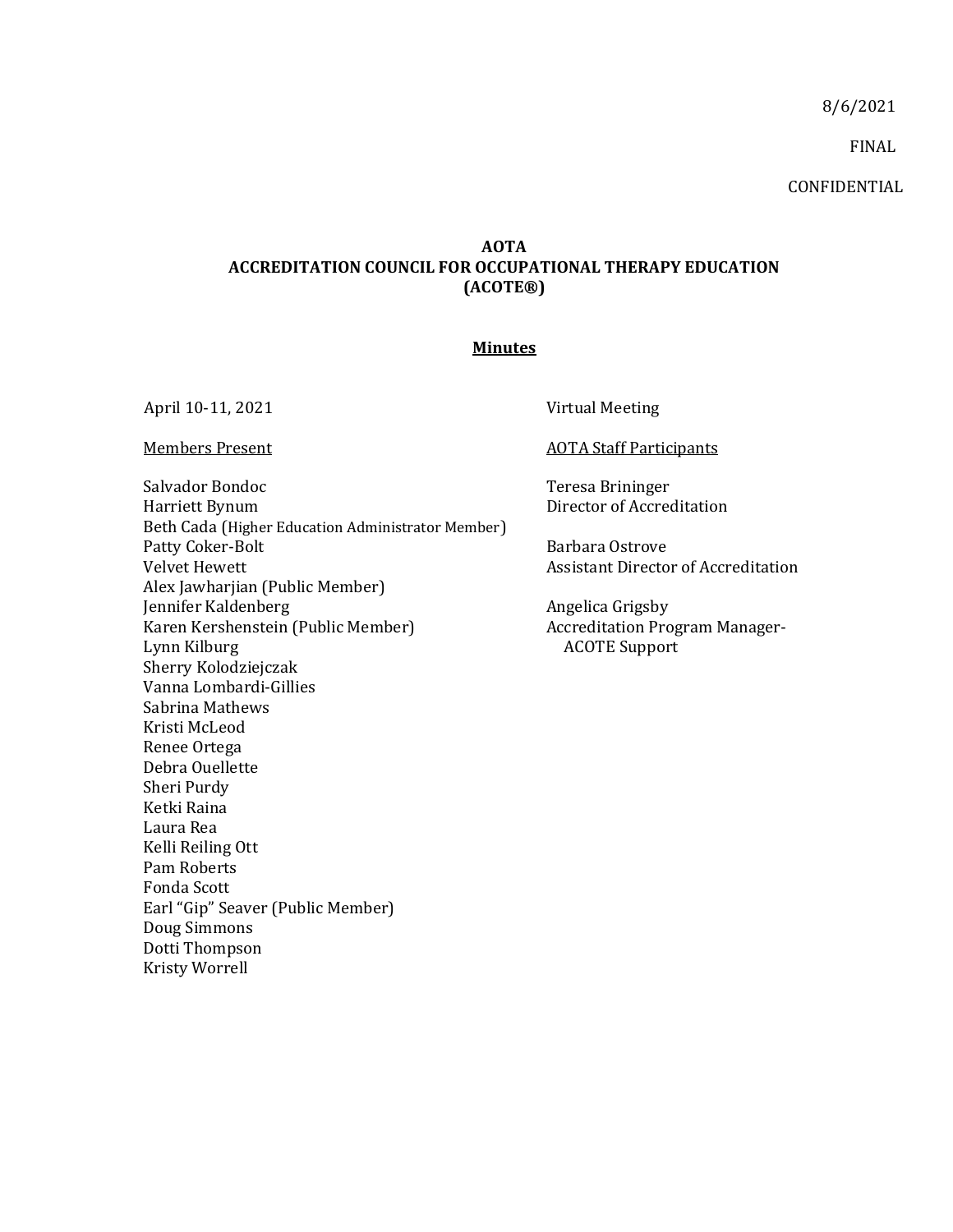8/6/2021

FINAL

CONFIDENTIAL

# AOTA
# ACCREDITATION COUNCIL FOR OCCUPATIONAL THERAPY EDUCATION (ACOTE®)

## <u>Minutes</u>

April 10-11, 2021

Virtual Meeting

<u>Members Present</u>

Salvador Bondoc
Harriett Bynum
Beth Cada (Higher Education Administrator Member)
Patty Coker-Bolt
Velvet Hewett
Alex Jawharjian (Public Member)
Jennifer Kaldenberg
Karen Kershenstein (Public Member)
Lynn Kilburg
Sherry Kolodziejczak
Vanna Lombardi-Gillies
Sabrina Mathews
Kristi McLeod
Renee Ortega
Debra Ouellette
Sheri Purdy
Ketki Raina
Laura Rea
Kelli Reiling Ott
Pam Roberts
Fonda Scott
Earl "Gip" Seaver (Public Member)
Doug Simmons
Dotti Thompson
Kristy Worrell

<u>AOTA Staff Participants</u>

Teresa Brininger
Director of Accreditation

Barbara Ostrove
Assistant Director of Accreditation

Angelica Grigsby
Accreditation Program Manager-ACOTE Support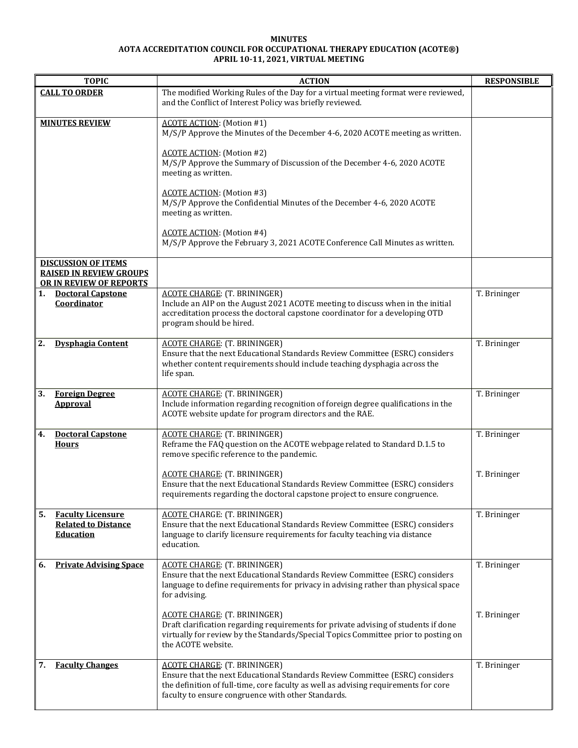**MINUTES**
**AOTA ACCREDITATION COUNCIL FOR OCCUPATIONAL THERAPY EDUCATION (ACOTE®)**
**APRIL 10-11, 2021, VIRTUAL MEETING**

| TOPIC | ACTION | RESPONSIBLE |
|---|---|---|
| **CALL TO ORDER** | The modified Working Rules of the Day for a virtual meeting format were reviewed, and the Conflict of Interest Policy was briefly reviewed. | |
| **MINUTES REVIEW** | ACOTE ACTION: (Motion #1)<br>M/S/P Approve the Minutes of the December 4-6, 2020 ACOTE meeting as written.<br><br>ACOTE ACTION: (Motion #2)<br>M/S/P Approve the Summary of Discussion of the December 4-6, 2020 ACOTE meeting as written.<br><br>ACOTE ACTION: (Motion #3)<br>M/S/P Approve the Confidential Minutes of the December 4-6, 2020 ACOTE meeting as written.<br><br>ACOTE ACTION: (Motion #4)<br>M/S/P Approve the February 3, 2021 ACOTE Conference Call Minutes as written. | |
| **DISCUSSION OF ITEMS RAISED IN REVIEW GROUPS OR IN REVIEW OF REPORTS** | | |
| 1. **Doctoral Capstone Coordinator** | ACOTE CHARGE: (T. BRININGER)<br>Include an AIP on the August 2021 ACOTE meeting to discuss when in the initial accreditation process the doctoral capstone coordinator for a developing OTD program should be hired. | T. Brininger |
| 2. **Dysphagia Content** | ACOTE CHARGE: (T. BRININGER)<br>Ensure that the next Educational Standards Review Committee (ESRC) considers whether content requirements should include teaching dysphagia across the life span. | T. Brininger |
| 3. **Foreign Degree Approval** | ACOTE CHARGE: (T. BRININGER)<br>Include information regarding recognition of foreign degree qualifications in the ACOTE website update for program directors and the RAE. | T. Brininger |
| 4. **Doctoral Capstone Hours** | ACOTE CHARGE: (T. BRININGER)<br>Reframe the FAQ question on the ACOTE webpage related to Standard D.1.5 to remove specific reference to the pandemic.<br><br>ACOTE CHARGE: (T. BRININGER)<br>Ensure that the next Educational Standards Review Committee (ESRC) considers requirements regarding the doctoral capstone project to ensure congruence. | T. Brininger<br><br>T. Brininger |
| 5. **Faculty Licensure Related to Distance Education** | ACOTE CHARGE: (T. BRININGER)<br>Ensure that the next Educational Standards Review Committee (ESRC) considers language to clarify licensure requirements for faculty teaching via distance education. | T. Brininger |
| 6. **Private Advising Space** | ACOTE CHARGE: (T. BRININGER)<br>Ensure that the next Educational Standards Review Committee (ESRC) considers language to define requirements for privacy in advising rather than physical space for advising.<br><br>ACOTE CHARGE: (T. BRININGER)<br>Draft clarification regarding requirements for private advising of students if done virtually for review by the Standards/Special Topics Committee prior to posting on the ACOTE website. | T. Brininger<br><br>T. Brininger |
| 7. **Faculty Changes** | ACOTE CHARGE: (T. BRININGER)<br>Ensure that the next Educational Standards Review Committee (ESRC) considers the definition of full-time, core faculty as well as advising requirements for core faculty to ensure congruence with other Standards. | T. Brininger |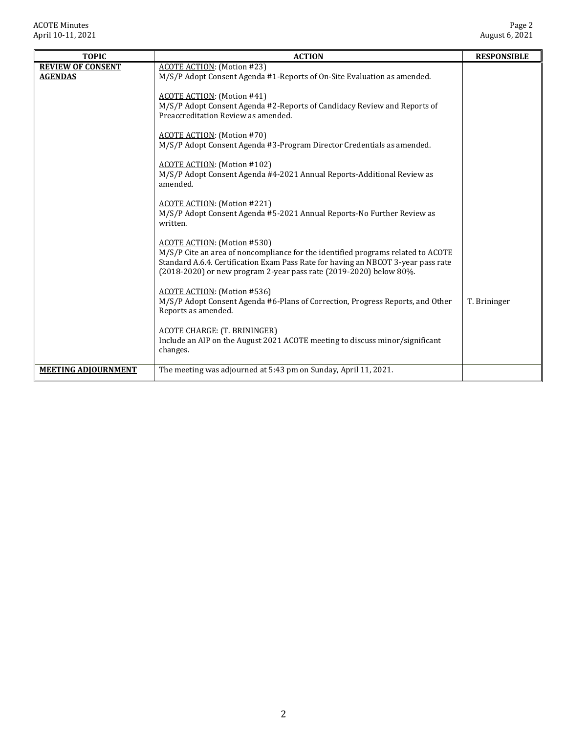| TOPIC | ACTION | RESPONSIBLE |
|---|---|---|
| **REVIEW OF CONSENT AGENDAS** | ACOTE ACTION: (Motion #23)<br>M/S/P Adopt Consent Agenda #1-Reports of On-Site Evaluation as amended.<br><br>ACOTE ACTION: (Motion #41)<br>M/S/P Adopt Consent Agenda #2-Reports of Candidacy Review and Reports of Preaccreditation Review as amended.<br><br>ACOTE ACTION: (Motion #70)<br>M/S/P Adopt Consent Agenda #3-Program Director Credentials as amended.<br><br>ACOTE ACTION: (Motion #102)<br>M/S/P Adopt Consent Agenda #4-2021 Annual Reports-Additional Review as amended.<br><br>ACOTE ACTION: (Motion #221)<br>M/S/P Adopt Consent Agenda #5-2021 Annual Reports-No Further Review as written.<br><br>ACOTE ACTION: (Motion #530)<br>M/S/P Cite an area of noncompliance for the identified programs related to ACOTE Standard A.6.4. Certification Exam Pass Rate for having an NBCOT 3-year pass rate (2018-2020) or new program 2-year pass rate (2019-2020) below 80%.<br><br>ACOTE ACTION: (Motion #536)<br>M/S/P Adopt Consent Agenda #6-Plans of Correction, Progress Reports, and Other Reports as amended.<br><br>ACOTE CHARGE: (T. BRININGER)<br>Include an AIP on the August 2021 ACOTE meeting to discuss minor/significant changes. | T. Brininger |
| **MEETING ADJOURNMENT** | The meeting was adjourned at 5:43 pm on Sunday, April 11, 2021. | |